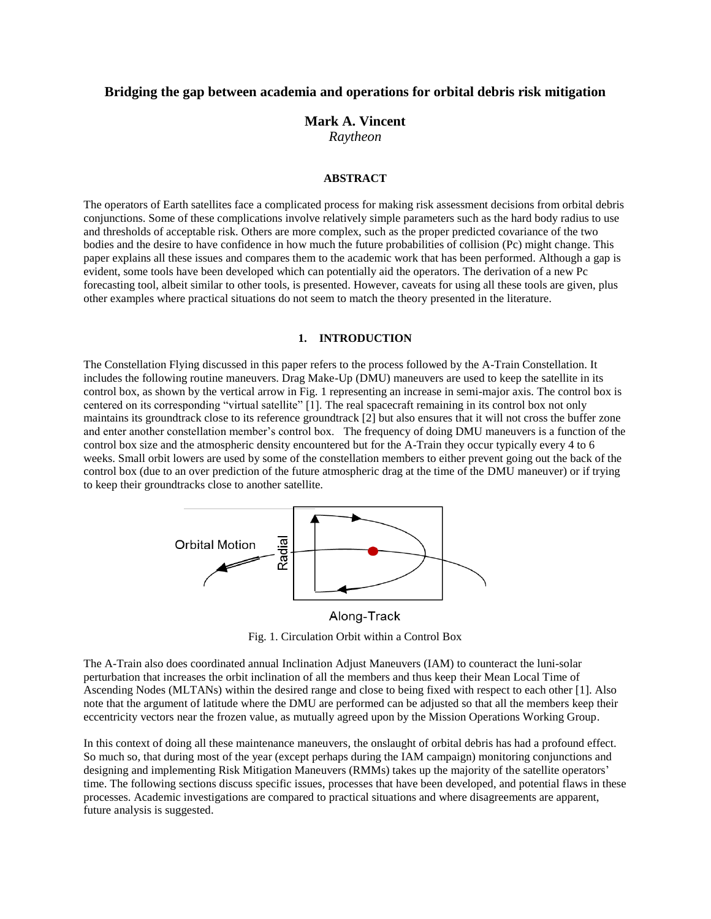# Bridging the gap between academia and operations for orbital debris risk mitigation

**Mark A. Vincent**
*Raytheon*

## ABSTRACT

The operators of Earth satellites face a complicated process for making risk assessment decisions from orbital debris conjunctions. Some of these complications involve relatively simple parameters such as the hard body radius to use and thresholds of acceptable risk. Others are more complex, such as the proper predicted covariance of the two bodies and the desire to have confidence in how much the future probabilities of collision (Pc) might change. This paper explains all these issues and compares them to the academic work that has been performed. Although a gap is evident, some tools have been developed which can potentially aid the operators. The derivation of a new Pc forecasting tool, albeit similar to other tools, is presented. However, caveats for using all these tools are given, plus other examples where practical situations do not seem to match the theory presented in the literature.

## 1. INTRODUCTION

The Constellation Flying discussed in this paper refers to the process followed by the A-Train Constellation. It includes the following routine maneuvers. Drag Make-Up (DMU) maneuvers are used to keep the satellite in its control box, as shown by the vertical arrow in Fig. 1 representing an increase in semi-major axis. The control box is centered on its corresponding "virtual satellite" [1]. The real spacecraft remaining in its control box not only maintains its groundtrack close to its reference groundtrack [2] but also ensures that it will not cross the buffer zone and enter another constellation member's control box. The frequency of doing DMU maneuvers is a function of the control box size and the atmospheric density encountered but for the A-Train they occur typically every 4 to 6 weeks. Small orbit lowers are used by some of the constellation members to either prevent going out the back of the control box (due to an over prediction of the future atmospheric drag at the time of the DMU maneuver) or if trying to keep their groundtracks close to another satellite.

Fig. 1. Circulation Orbit within a Control Box

The A-Train also does coordinated annual Inclination Adjust Maneuvers (IAM) to counteract the luni-solar perturbation that increases the orbit inclination of all the members and thus keep their Mean Local Time of Ascending Nodes (MLTANs) within the desired range and close to being fixed with respect to each other [1]. Also note that the argument of latitude where the DMU are performed can be adjusted so that all the members keep their eccentricity vectors near the frozen value, as mutually agreed upon by the Mission Operations Working Group.

In this context of doing all these maintenance maneuvers, the onslaught of orbital debris has had a profound effect. So much so, that during most of the year (except perhaps during the IAM campaign) monitoring conjunctions and designing and implementing Risk Mitigation Maneuvers (RMMs) takes up the majority of the satellite operators' time. The following sections discuss specific issues, processes that have been developed, and potential flaws in these processes. Academic investigations are compared to practical situations and where disagreements are apparent, future analysis is suggested.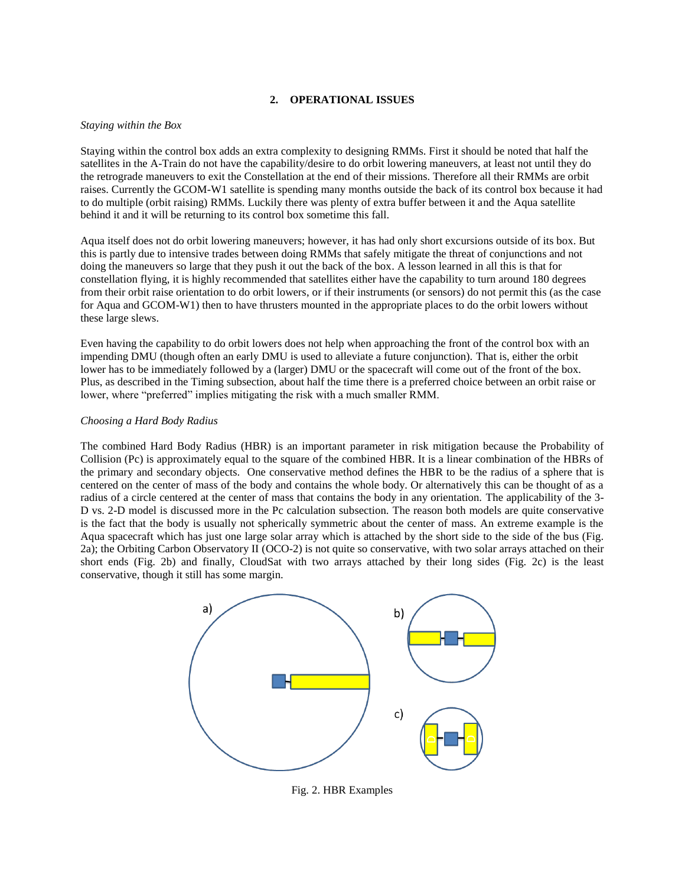## 2. OPERATIONAL ISSUES

*Staying within the Box*

Staying within the control box adds an extra complexity to designing RMMs. First it should be noted that half the satellites in the A-Train do not have the capability/desire to do orbit lowering maneuvers, at least not until they do the retrograde maneuvers to exit the Constellation at the end of their missions. Therefore all their RMMs are orbit raises. Currently the GCOM-W1 satellite is spending many months outside the back of its control box because it had to do multiple (orbit raising) RMMs. Luckily there was plenty of extra buffer between it and the Aqua satellite behind it and it will be returning to its control box sometime this fall.

Aqua itself does not do orbit lowering maneuvers; however, it has had only short excursions outside of its box. But this is partly due to intensive trades between doing RMMs that safely mitigate the threat of conjunctions and not doing the maneuvers so large that they push it out the back of the box. A lesson learned in all this is that for constellation flying, it is highly recommended that satellites either have the capability to turn around 180 degrees from their orbit raise orientation to do orbit lowers, or if their instruments (or sensors) do not permit this (as the case for Aqua and GCOM-W1) then to have thrusters mounted in the appropriate places to do the orbit lowers without these large slews.

Even having the capability to do orbit lowers does not help when approaching the front of the control box with an impending DMU (though often an early DMU is used to alleviate a future conjunction). That is, either the orbit lower has to be immediately followed by a (larger) DMU or the spacecraft will come out of the front of the box. Plus, as described in the Timing subsection, about half the time there is a preferred choice between an orbit raise or lower, where "preferred" implies mitigating the risk with a much smaller RMM.

*Choosing a Hard Body Radius*

The combined Hard Body Radius (HBR) is an important parameter in risk mitigation because the Probability of Collision (Pc) is approximately equal to the square of the combined HBR. It is a linear combination of the HBRs of the primary and secondary objects. One conservative method defines the HBR to be the radius of a sphere that is centered on the center of mass of the body and contains the whole body. Or alternatively this can be thought of as a radius of a circle centered at the center of mass that contains the body in any orientation. The applicability of the 3-D vs. 2-D model is discussed more in the Pc calculation subsection. The reason both models are quite conservative is the fact that the body is usually not spherically symmetric about the center of mass. An extreme example is the Aqua spacecraft which has just one large solar array which is attached by the short side to the side of the bus (Fig. 2a); the Orbiting Carbon Observatory II (OCO-2) is not quite so conservative, with two solar arrays attached on their short ends (Fig. 2b) and finally, CloudSat with two arrays attached by their long sides (Fig. 2c) is the least conservative, though it still has some margin.

Fig. 2. HBR Examples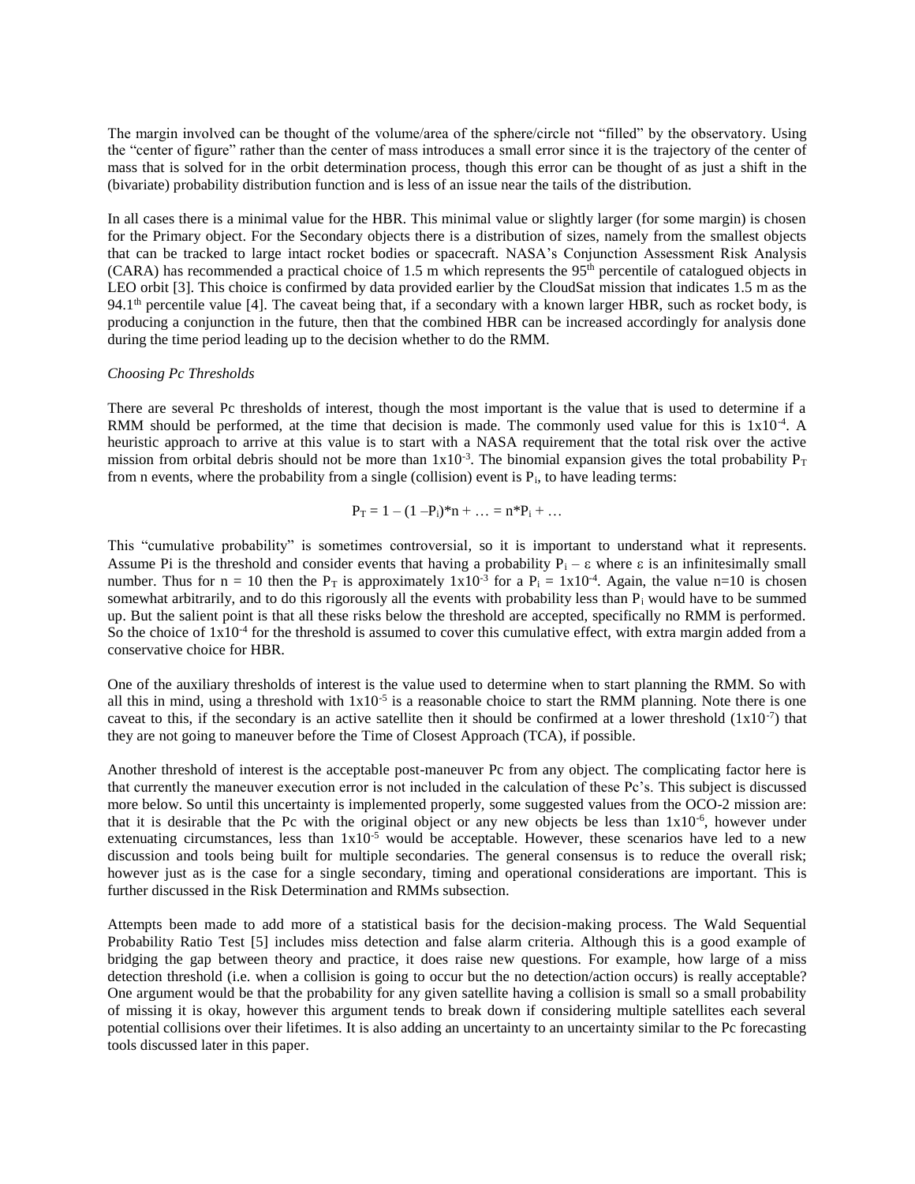The margin involved can be thought of the volume/area of the sphere/circle not "filled" by the observatory. Using the "center of figure" rather than the center of mass introduces a small error since it is the trajectory of the center of mass that is solved for in the orbit determination process, though this error can be thought of as just a shift in the (bivariate) probability distribution function and is less of an issue near the tails of the distribution.

In all cases there is a minimal value for the HBR. This minimal value or slightly larger (for some margin) is chosen for the Primary object. For the Secondary objects there is a distribution of sizes, namely from the smallest objects that can be tracked to large intact rocket bodies or spacecraft. NASA's Conjunction Assessment Risk Analysis (CARA) has recommended a practical choice of 1.5 m which represents the 95th percentile of catalogued objects in LEO orbit [3]. This choice is confirmed by data provided earlier by the CloudSat mission that indicates 1.5 m as the 94.1th percentile value [4]. The caveat being that, if a secondary with a known larger HBR, such as rocket body, is producing a conjunction in the future, then that the combined HBR can be increased accordingly for analysis done during the time period leading up to the decision whether to do the RMM.

*Choosing Pc Thresholds*

There are several Pc thresholds of interest, though the most important is the value that is used to determine if a RMM should be performed, at the time that decision is made. The commonly used value for this is $1x10^{-4}$. A heuristic approach to arrive at this value is to start with a NASA requirement that the total risk over the active mission from orbital debris should not be more than $1x10^{-3}$. The binomial expansion gives the total probability $P_T$ from n events, where the probability from a single (collision) event is $P_i$, to have leading terms:

$$P_T = 1 - (1 - P_i)^{*}n + \ldots = n^{*}P_i + \ldots$$

This "cumulative probability" is sometimes controversial, so it is important to understand what it represents. Assume Pi is the threshold and consider events that having a probability $P_i - \varepsilon$ where $\varepsilon$ is an infinitesimally small number. Thus for n = 10 then the $P_T$ is approximately $1x10^{-3}$ for a $P_i = 1x10^{-4}$. Again, the value n=10 is chosen somewhat arbitrarily, and to do this rigorously all the events with probability less than $P_i$ would have to be summed up. But the salient point is that all these risks below the threshold are accepted, specifically no RMM is performed. So the choice of $1x10^{-4}$ for the threshold is assumed to cover this cumulative effect, with extra margin added from a conservative choice for HBR.

One of the auxiliary thresholds of interest is the value used to determine when to start planning the RMM. So with all this in mind, using a threshold with $1x10^{-5}$ is a reasonable choice to start the RMM planning. Note there is one caveat to this, if the secondary is an active satellite then it should be confirmed at a lower threshold ($1x10^{-7}$) that they are not going to maneuver before the Time of Closest Approach (TCA), if possible.

Another threshold of interest is the acceptable post-maneuver Pc from any object. The complicating factor here is that currently the maneuver execution error is not included in the calculation of these Pc's. This subject is discussed more below. So until this uncertainty is implemented properly, some suggested values from the OCO-2 mission are: that it is desirable that the Pc with the original object or any new objects be less than $1x10^{-6}$, however under extenuating circumstances, less than $1x10^{-5}$ would be acceptable. However, these scenarios have led to a new discussion and tools being built for multiple secondaries. The general consensus is to reduce the overall risk; however just as is the case for a single secondary, timing and operational considerations are important. This is further discussed in the Risk Determination and RMMs subsection.

Attempts been made to add more of a statistical basis for the decision-making process. The Wald Sequential Probability Ratio Test [5] includes miss detection and false alarm criteria. Although this is a good example of bridging the gap between theory and practice, it does raise new questions. For example, how large of a miss detection threshold (i.e. when a collision is going to occur but the no detection/action occurs) is really acceptable? One argument would be that the probability for any given satellite having a collision is small so a small probability of missing it is okay, however this argument tends to break down if considering multiple satellites each several potential collisions over their lifetimes. It is also adding an uncertainty to an uncertainty similar to the Pc forecasting tools discussed later in this paper.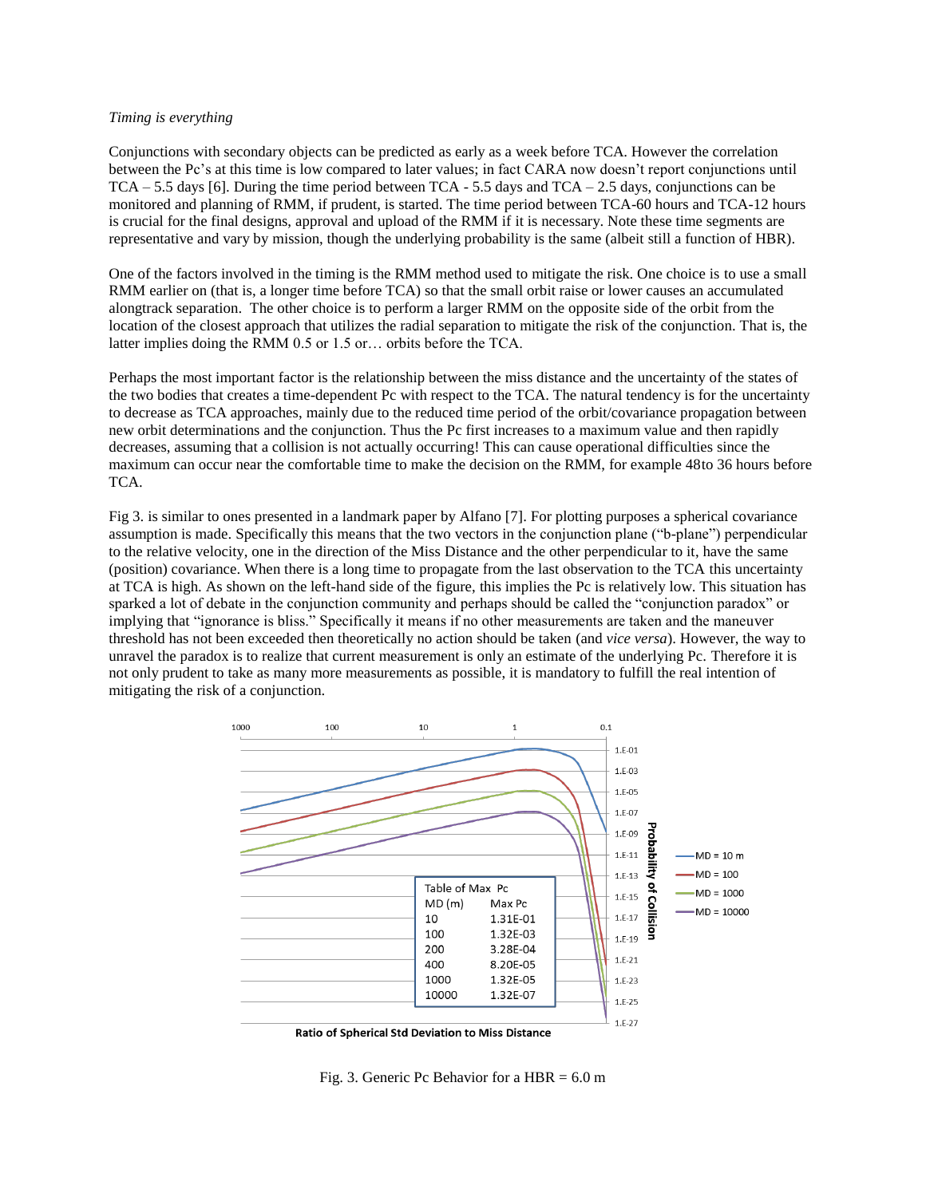*Timing is everything*

Conjunctions with secondary objects can be predicted as early as a week before TCA. However the correlation between the Pc's at this time is low compared to later values; in fact CARA now doesn't report conjunctions until TCA – 5.5 days [6]. During the time period between TCA - 5.5 days and TCA – 2.5 days, conjunctions can be monitored and planning of RMM, if prudent, is started. The time period between TCA-60 hours and TCA-12 hours is crucial for the final designs, approval and upload of the RMM if it is necessary. Note these time segments are representative and vary by mission, though the underlying probability is the same (albeit still a function of HBR).

One of the factors involved in the timing is the RMM method used to mitigate the risk. One choice is to use a small RMM earlier on (that is, a longer time before TCA) so that the small orbit raise or lower causes an accumulated alongtrack separation. The other choice is to perform a larger RMM on the opposite side of the orbit from the location of the closest approach that utilizes the radial separation to mitigate the risk of the conjunction. That is, the latter implies doing the RMM 0.5 or 1.5 or… orbits before the TCA.

Perhaps the most important factor is the relationship between the miss distance and the uncertainty of the states of the two bodies that creates a time-dependent Pc with respect to the TCA. The natural tendency is for the uncertainty to decrease as TCA approaches, mainly due to the reduced time period of the orbit/covariance propagation between new orbit determinations and the conjunction. Thus the Pc first increases to a maximum value and then rapidly decreases, assuming that a collision is not actually occurring! This can cause operational difficulties since the maximum can occur near the comfortable time to make the decision on the RMM, for example 48to 36 hours before TCA.

Fig 3. is similar to ones presented in a landmark paper by Alfano [7]. For plotting purposes a spherical covariance assumption is made. Specifically this means that the two vectors in the conjunction plane ("b-plane") perpendicular to the relative velocity, one in the direction of the Miss Distance and the other perpendicular to it, have the same (position) covariance. When there is a long time to propagate from the last observation to the TCA this uncertainty at TCA is high. As shown on the left-hand side of the figure, this implies the Pc is relatively low. This situation has sparked a lot of debate in the conjunction community and perhaps should be called the "conjunction paradox" or implying that "ignorance is bliss." Specifically it means if no other measurements are taken and the maneuver threshold has not been exceeded then theoretically no action should be taken (and *vice versa*). However, the way to unravel the paradox is to realize that current measurement is only an estimate of the underlying Pc. Therefore it is not only prudent to take as many more measurements as possible, it is mandatory to fulfill the real intention of mitigating the risk of a conjunction.

Table of Max Pc

| MD (m) | Max Pc |
|---|---|
| 10 | 1.31E-01 |
| 100 | 1.32E-03 |
| 200 | 3.28E-04 |
| 400 | 8.20E-05 |
| 1000 | 1.32E-05 |
| 10000 | 1.32E-07 |

Fig. 3. Generic Pc Behavior for a HBR = 6.0 m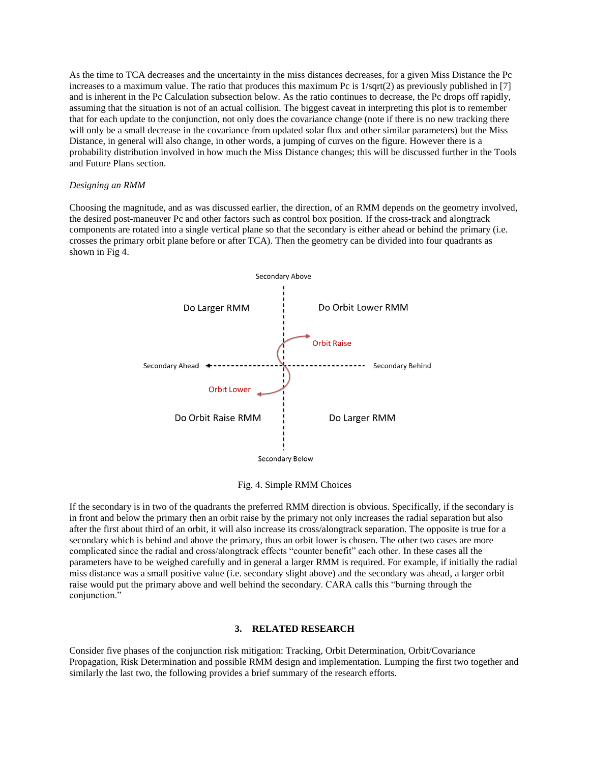As the time to TCA decreases and the uncertainty in the miss distances decreases, for a given Miss Distance the Pc increases to a maximum value. The ratio that produces this maximum Pc is 1/sqrt(2) as previously published in [7] and is inherent in the Pc Calculation subsection below. As the ratio continues to decrease, the Pc drops off rapidly, assuming that the situation is not of an actual collision. The biggest caveat in interpreting this plot is to remember that for each update to the conjunction, not only does the covariance change (note if there is no new tracking there will only be a small decrease in the covariance from updated solar flux and other similar parameters) but the Miss Distance, in general will also change, in other words, a jumping of curves on the figure. However there is a probability distribution involved in how much the Miss Distance changes; this will be discussed further in the Tools and Future Plans section.

*Designing an RMM*

Choosing the magnitude, and as was discussed earlier, the direction, of an RMM depends on the geometry involved, the desired post-maneuver Pc and other factors such as control box position. If the cross-track and alongtrack components are rotated into a single vertical plane so that the secondary is either ahead or behind the primary (i.e. crosses the primary orbit plane before or after TCA). Then the geometry can be divided into four quadrants as shown in Fig 4.

Secondary Above

Do Larger RMM — Do Orbit Lower RMM

Orbit Raise

Secondary Ahead — Secondary Behind

Orbit Lower

Do Orbit Raise RMM — Do Larger RMM

Secondary Below

Fig. 4. Simple RMM Choices

If the secondary is in two of the quadrants the preferred RMM direction is obvious. Specifically, if the secondary is in front and below the primary then an orbit raise by the primary not only increases the radial separation but also after the first about third of an orbit, it will also increase its cross/alongtrack separation. The opposite is true for a secondary which is behind and above the primary, thus an orbit lower is chosen. The other two cases are more complicated since the radial and cross/alongtrack effects "counter benefit" each other. In these cases all the parameters have to be weighed carefully and in general a larger RMM is required. For example, if initially the radial miss distance was a small positive value (i.e. secondary slight above) and the secondary was ahead, a larger orbit raise would put the primary above and well behind the secondary. CARA calls this "burning through the conjunction."

## 3. RELATED RESEARCH

Consider five phases of the conjunction risk mitigation: Tracking, Orbit Determination, Orbit/Covariance Propagation, Risk Determination and possible RMM design and implementation. Lumping the first two together and similarly the last two, the following provides a brief summary of the research efforts.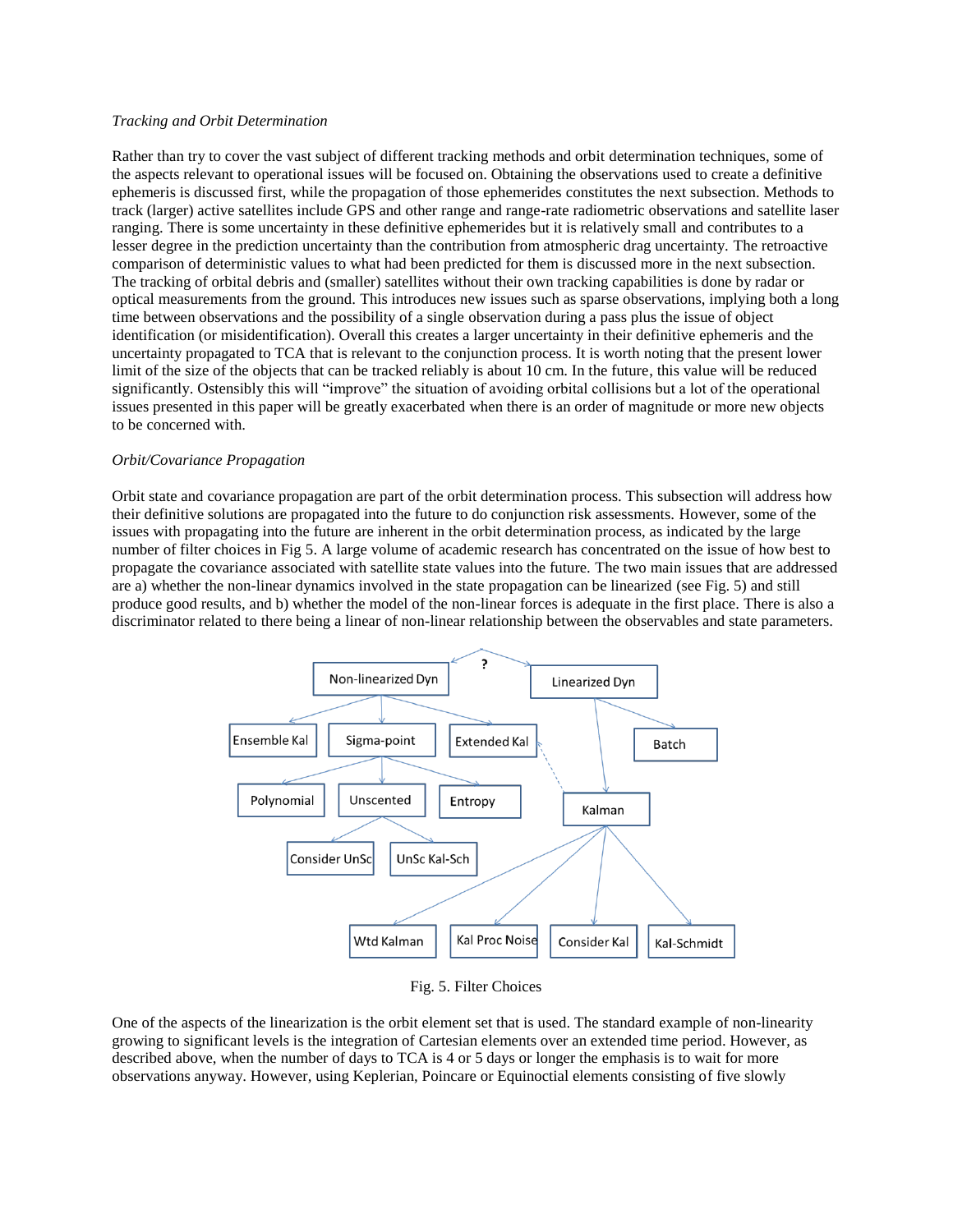*Tracking and Orbit Determination*

Rather than try to cover the vast subject of different tracking methods and orbit determination techniques, some of the aspects relevant to operational issues will be focused on. Obtaining the observations used to create a definitive ephemeris is discussed first, while the propagation of those ephemerides constitutes the next subsection. Methods to track (larger) active satellites include GPS and other range and range-rate radiometric observations and satellite laser ranging. There is some uncertainty in these definitive ephemerides but it is relatively small and contributes to a lesser degree in the prediction uncertainty than the contribution from atmospheric drag uncertainty. The retroactive comparison of deterministic values to what had been predicted for them is discussed more in the next subsection. The tracking of orbital debris and (smaller) satellites without their own tracking capabilities is done by radar or optical measurements from the ground. This introduces new issues such as sparse observations, implying both a long time between observations and the possibility of a single observation during a pass plus the issue of object identification (or misidentification). Overall this creates a larger uncertainty in their definitive ephemeris and the uncertainty propagated to TCA that is relevant to the conjunction process. It is worth noting that the present lower limit of the size of the objects that can be tracked reliably is about 10 cm. In the future, this value will be reduced significantly. Ostensibly this will "improve" the situation of avoiding orbital collisions but a lot of the operational issues presented in this paper will be greatly exacerbated when there is an order of magnitude or more new objects to be concerned with.

*Orbit/Covariance Propagation*

Orbit state and covariance propagation are part of the orbit determination process. This subsection will address how their definitive solutions are propagated into the future to do conjunction risk assessments. However, some of the issues with propagating into the future are inherent in the orbit determination process, as indicated by the large number of filter choices in Fig 5. A large volume of academic research has concentrated on the issue of how best to propagate the covariance associated with satellite state values into the future. The two main issues that are addressed are a) whether the non-linear dynamics involved in the state propagation can be linearized (see Fig. 5) and still produce good results, and b) whether the model of the non-linear forces is adequate in the first place. There is also a discriminator related to there being a linear of non-linear relationship between the observables and state parameters.

Fig. 5. Filter Choices

One of the aspects of the linearization is the orbit element set that is used. The standard example of non-linearity growing to significant levels is the integration of Cartesian elements over an extended time period. However, as described above, when the number of days to TCA is 4 or 5 days or longer the emphasis is to wait for more observations anyway. However, using Keplerian, Poincare or Equinoctial elements consisting of five slowly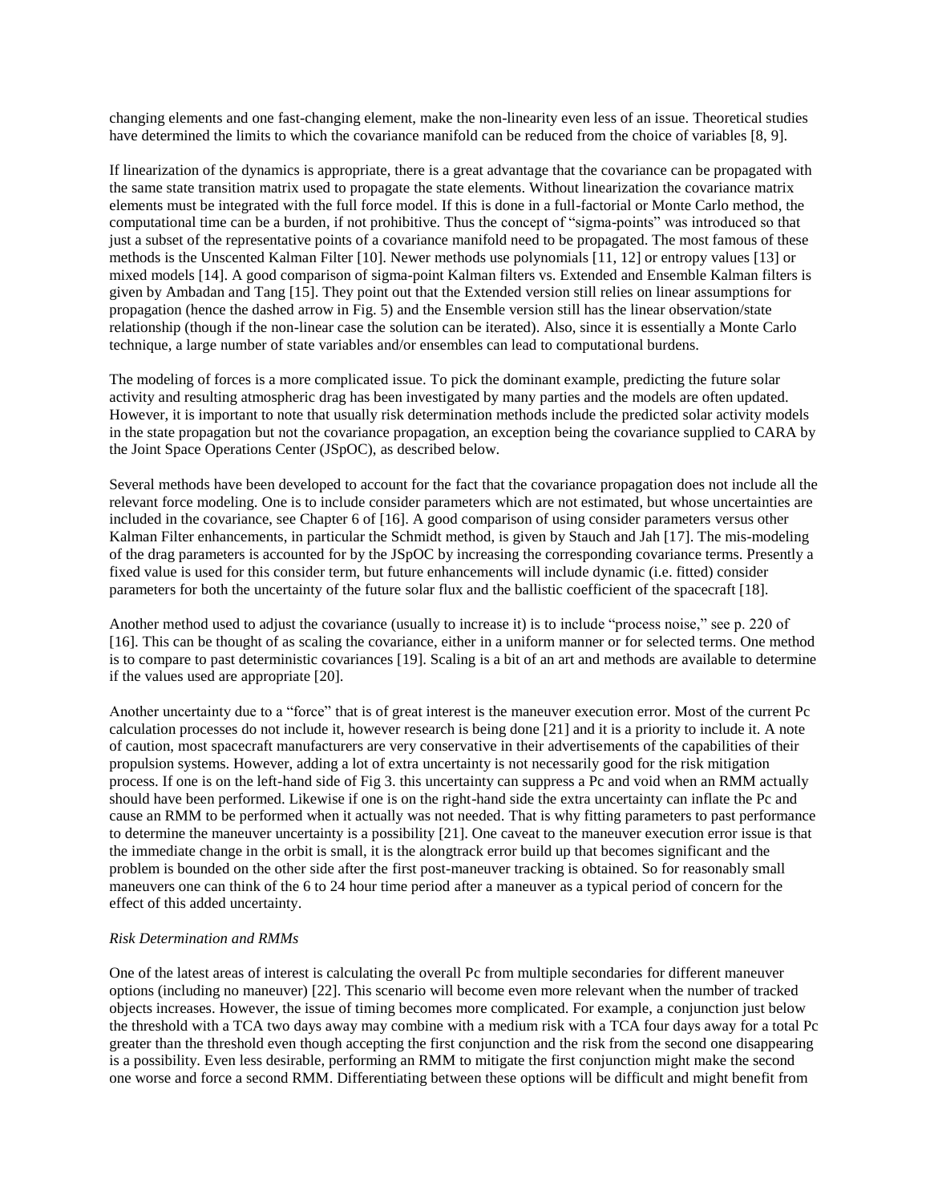changing elements and one fast-changing element, make the non-linearity even less of an issue. Theoretical studies have determined the limits to which the covariance manifold can be reduced from the choice of variables [8, 9].

If linearization of the dynamics is appropriate, there is a great advantage that the covariance can be propagated with the same state transition matrix used to propagate the state elements. Without linearization the covariance matrix elements must be integrated with the full force model. If this is done in a full-factorial or Monte Carlo method, the computational time can be a burden, if not prohibitive. Thus the concept of "sigma-points" was introduced so that just a subset of the representative points of a covariance manifold need to be propagated. The most famous of these methods is the Unscented Kalman Filter [10]. Newer methods use polynomials [11, 12] or entropy values [13] or mixed models [14]. A good comparison of sigma-point Kalman filters vs. Extended and Ensemble Kalman filters is given by Ambadan and Tang [15]. They point out that the Extended version still relies on linear assumptions for propagation (hence the dashed arrow in Fig. 5) and the Ensemble version still has the linear observation/state relationship (though if the non-linear case the solution can be iterated). Also, since it is essentially a Monte Carlo technique, a large number of state variables and/or ensembles can lead to computational burdens.

The modeling of forces is a more complicated issue. To pick the dominant example, predicting the future solar activity and resulting atmospheric drag has been investigated by many parties and the models are often updated. However, it is important to note that usually risk determination methods include the predicted solar activity models in the state propagation but not the covariance propagation, an exception being the covariance supplied to CARA by the Joint Space Operations Center (JSpOC), as described below.

Several methods have been developed to account for the fact that the covariance propagation does not include all the relevant force modeling. One is to include consider parameters which are not estimated, but whose uncertainties are included in the covariance, see Chapter 6 of [16]. A good comparison of using consider parameters versus other Kalman Filter enhancements, in particular the Schmidt method, is given by Stauch and Jah [17]. The mis-modeling of the drag parameters is accounted for by the JSpOC by increasing the corresponding covariance terms. Presently a fixed value is used for this consider term, but future enhancements will include dynamic (i.e. fitted) consider parameters for both the uncertainty of the future solar flux and the ballistic coefficient of the spacecraft [18].

Another method used to adjust the covariance (usually to increase it) is to include "process noise," see p. 220 of [16]. This can be thought of as scaling the covariance, either in a uniform manner or for selected terms. One method is to compare to past deterministic covariances [19]. Scaling is a bit of an art and methods are available to determine if the values used are appropriate [20].

Another uncertainty due to a "force" that is of great interest is the maneuver execution error. Most of the current Pc calculation processes do not include it, however research is being done [21] and it is a priority to include it. A note of caution, most spacecraft manufacturers are very conservative in their advertisements of the capabilities of their propulsion systems. However, adding a lot of extra uncertainty is not necessarily good for the risk mitigation process. If one is on the left-hand side of Fig 3. this uncertainty can suppress a Pc and void when an RMM actually should have been performed. Likewise if one is on the right-hand side the extra uncertainty can inflate the Pc and cause an RMM to be performed when it actually was not needed. That is why fitting parameters to past performance to determine the maneuver uncertainty is a possibility [21]. One caveat to the maneuver execution error issue is that the immediate change in the orbit is small, it is the alongtrack error build up that becomes significant and the problem is bounded on the other side after the first post-maneuver tracking is obtained. So for reasonably small maneuvers one can think of the 6 to 24 hour time period after a maneuver as a typical period of concern for the effect of this added uncertainty.

*Risk Determination and RMMs*

One of the latest areas of interest is calculating the overall Pc from multiple secondaries for different maneuver options (including no maneuver) [22]. This scenario will become even more relevant when the number of tracked objects increases. However, the issue of timing becomes more complicated. For example, a conjunction just below the threshold with a TCA two days away may combine with a medium risk with a TCA four days away for a total Pc greater than the threshold even though accepting the first conjunction and the risk from the second one disappearing is a possibility. Even less desirable, performing an RMM to mitigate the first conjunction might make the second one worse and force a second RMM. Differentiating between these options will be difficult and might benefit from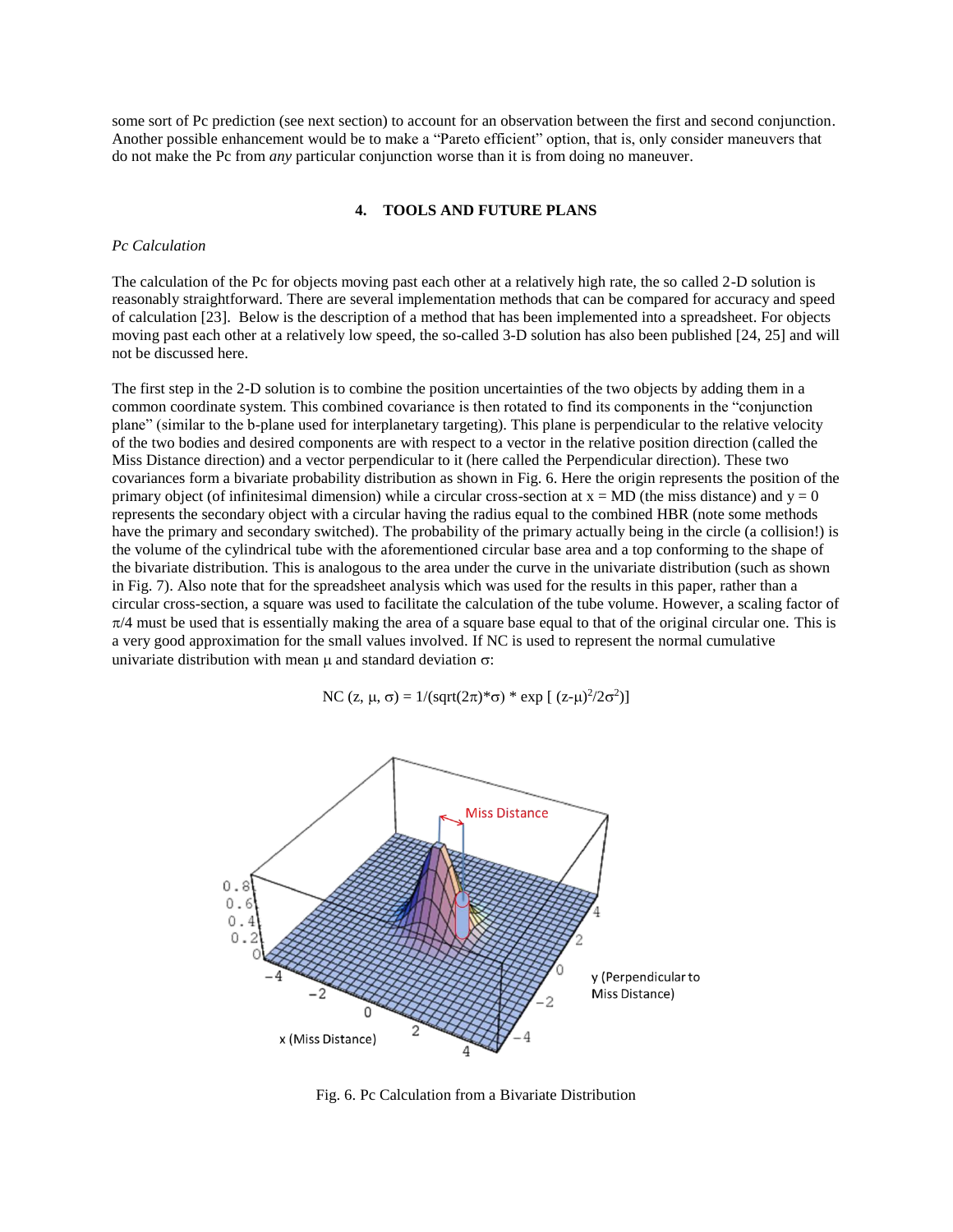some sort of Pc prediction (see next section) to account for an observation between the first and second conjunction. Another possible enhancement would be to make a "Pareto efficient" option, that is, only consider maneuvers that do not make the Pc from *any* particular conjunction worse than it is from doing no maneuver.

## 4. TOOLS AND FUTURE PLANS

*Pc Calculation*

The calculation of the Pc for objects moving past each other at a relatively high rate, the so called 2-D solution is reasonably straightforward. There are several implementation methods that can be compared for accuracy and speed of calculation [23]. Below is the description of a method that has been implemented into a spreadsheet. For objects moving past each other at a relatively low speed, the so-called 3-D solution has also been published [24, 25] and will not be discussed here.

The first step in the 2-D solution is to combine the position uncertainties of the two objects by adding them in a common coordinate system. This combined covariance is then rotated to find its components in the "conjunction plane" (similar to the b-plane used for interplanetary targeting). This plane is perpendicular to the relative velocity of the two bodies and desired components are with respect to a vector in the relative position direction (called the Miss Distance direction) and a vector perpendicular to it (here called the Perpendicular direction). These two covariances form a bivariate probability distribution as shown in Fig. 6. Here the origin represents the position of the primary object (of infinitesimal dimension) while a circular cross-section at x = MD (the miss distance) and y = 0 represents the secondary object with a circular having the radius equal to the combined HBR (note some methods have the primary and secondary switched). The probability of the primary actually being in the circle (a collision!) is the volume of the cylindrical tube with the aforementioned circular base area and a top conforming to the shape of the bivariate distribution. This is analogous to the area under the curve in the univariate distribution (such as shown in Fig. 7). Also note that for the spreadsheet analysis which was used for the results in this paper, rather than a circular cross-section, a square was used to facilitate the calculation of the tube volume. However, a scaling factor of $\pi/4$ must be used that is essentially making the area of a square base equal to that of the original circular one. This is a very good approximation for the small values involved. If NC is used to represent the normal cumulative univariate distribution with mean $\mu$ and standard deviation $\sigma$:

$$\text{NC}(z, \mu, \sigma) = 1/(\text{sqrt}(2\pi)*\sigma) * \exp[(z-\mu)^2/2\sigma^2)]$$

Fig. 6. Pc Calculation from a Bivariate Distribution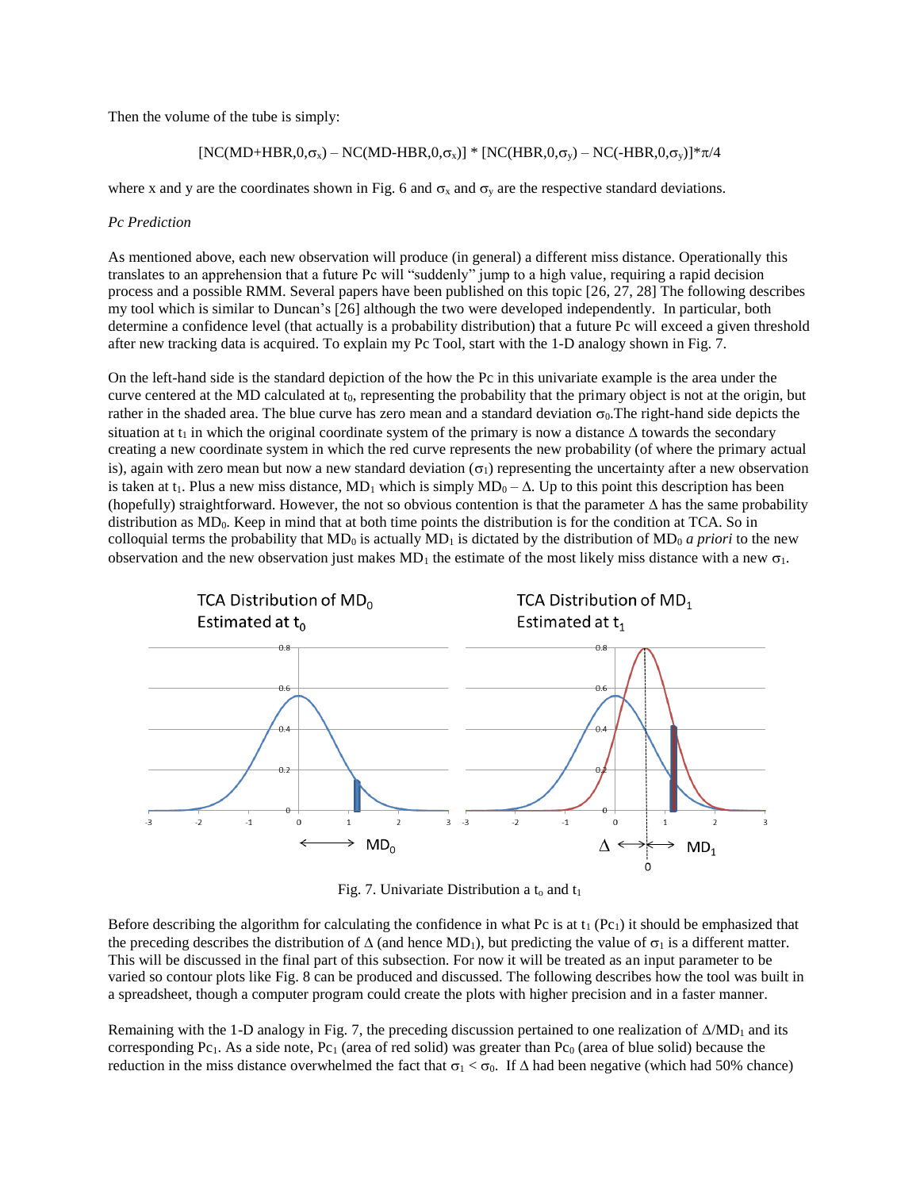Then the volume of the tube is simply:

$$[NC(MD+HBR,0,\sigma_x) - NC(MD-HBR,0,\sigma_x)] * [NC(HBR,0,\sigma_y) - NC(-HBR,0,\sigma_y)]*\pi/4$$

where x and y are the coordinates shown in Fig. 6 and $\sigma_x$ and $\sigma_y$ are the respective standard deviations.

*Pc Prediction*

As mentioned above, each new observation will produce (in general) a different miss distance. Operationally this translates to an apprehension that a future Pc will "suddenly" jump to a high value, requiring a rapid decision process and a possible RMM. Several papers have been published on this topic [26, 27, 28] The following describes my tool which is similar to Duncan's [26] although the two were developed independently. In particular, both determine a confidence level (that actually is a probability distribution) that a future Pc will exceed a given threshold after new tracking data is acquired. To explain my Pc Tool, start with the 1-D analogy shown in Fig. 7.

On the left-hand side is the standard depiction of the how the Pc in this univariate example is the area under the curve centered at the MD calculated at $t_0$, representing the probability that the primary object is not at the origin, but rather in the shaded area. The blue curve has zero mean and a standard deviation $\sigma_0$.The right-hand side depicts the situation at $t_1$ in which the original coordinate system of the primary is now a distance $\Delta$ towards the secondary creating a new coordinate system in which the red curve represents the new probability (of where the primary actual is), again with zero mean but now a new standard deviation ($\sigma_1$) representing the uncertainty after a new observation is taken at $t_1$. Plus a new miss distance, $MD_1$ which is simply $MD_0 - \Delta$. Up to this point this description has been (hopefully) straightforward. However, the not so obvious contention is that the parameter $\Delta$ has the same probability distribution as $MD_0$. Keep in mind that at both time points the distribution is for the condition at TCA. So in colloquial terms the probability that $MD_0$ is actually $MD_1$ is dictated by the distribution of $MD_0$ *a priori* to the new observation and the new observation just makes $MD_1$ the estimate of the most likely miss distance with a new $\sigma_1$.

Fig. 7. Univariate Distribution a $t_o$ and $t_1$

Before describing the algorithm for calculating the confidence in what Pc is at $t_1$ ($Pc_1$) it should be emphasized that the preceding describes the distribution of $\Delta$ (and hence $MD_1$), but predicting the value of $\sigma_1$ is a different matter. This will be discussed in the final part of this subsection. For now it will be treated as an input parameter to be varied so contour plots like Fig. 8 can be produced and discussed. The following describes how the tool was built in a spreadsheet, though a computer program could create the plots with higher precision and in a faster manner.

Remaining with the 1-D analogy in Fig. 7, the preceding discussion pertained to one realization of $\Delta/MD_1$ and its corresponding $Pc_1$. As a side note, $Pc_1$ (area of red solid) was greater than $Pc_0$ (area of blue solid) because the reduction in the miss distance overwhelmed the fact that $\sigma_1 < \sigma_0$. If $\Delta$ had been negative (which had 50% chance)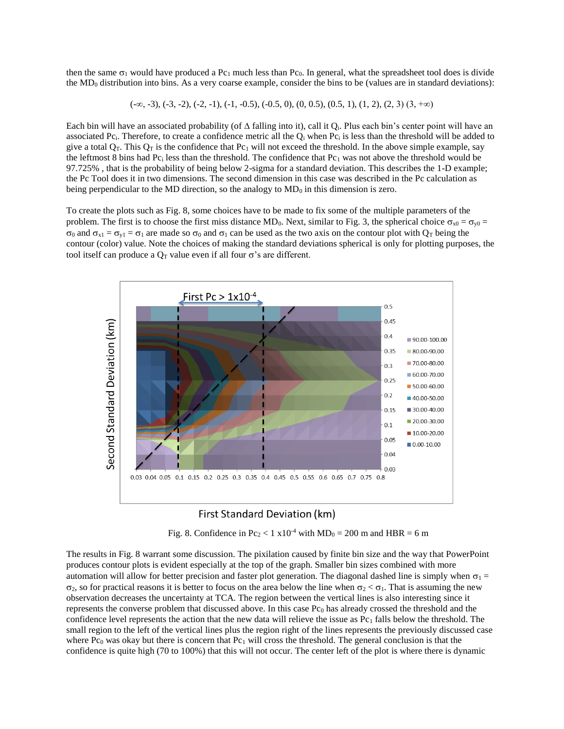then the same $\sigma_1$ would have produced a $Pc_1$ much less than $Pc_0$. In general, what the spreadsheet tool does is divide the $MD_0$ distribution into bins. As a very coarse example, consider the bins to be (values are in standard deviations):

$$(-\infty, -3), (-3, -2), (-2, -1), (-1, -0.5), (-0.5, 0), (0, 0.5), (0.5, 1), (1, 2), (2, 3)\ (3, +\infty)$$

Each bin will have an associated probability (of $\Delta$ falling into it), call it $Q_i$. Plus each bin's center point will have an associated $Pc_i$. Therefore, to create a confidence metric all the $Q_i$ when $Pc_i$ is less than the threshold will be added to give a total $Q_T$. This $Q_T$ is the confidence that $Pc_1$ will not exceed the threshold. In the above simple example, say the leftmost 8 bins had $Pc_i$ less than the threshold. The confidence that $Pc_1$ was not above the threshold would be 97.725% , that is the probability of being below 2-sigma for a standard deviation. This describes the 1-D example; the Pc Tool does it in two dimensions. The second dimension in this case was described in the Pc calculation as being perpendicular to the MD direction, so the analogy to $MD_0$ in this dimension is zero.

To create the plots such as Fig. 8, some choices have to be made to fix some of the multiple parameters of the problem. The first is to choose the first miss distance $MD_0$. Next, similar to Fig. 3, the spherical choice $\sigma_{x0} = \sigma_{y0} = \sigma_0$ and $\sigma_{x1} = \sigma_{y1} = \sigma_1$ are made so $\sigma_0$ and $\sigma_1$ can be used as the two axis on the contour plot with $Q_T$ being the contour (color) value. Note the choices of making the standard deviations spherical is only for plotting purposes, the tool itself can produce a $Q_T$ value even if all four $\sigma$'s are different.

Fig. 8. Confidence in $Pc_2 < 1\ \text{x}10^{-4}$ with $MD_0$ = 200 m and HBR = 6 m

The results in Fig. 8 warrant some discussion. The pixilation caused by finite bin size and the way that PowerPoint produces contour plots is evident especially at the top of the graph. Smaller bin sizes combined with more automation will allow for better precision and faster plot generation. The diagonal dashed line is simply when $\sigma_1 = \sigma_2$, so for practical reasons it is better to focus on the area below the line when $\sigma_2 < \sigma_1$. That is assuming the new observation decreases the uncertainty at TCA. The region between the vertical lines is also interesting since it represents the converse problem that discussed above. In this case $Pc_0$ has already crossed the threshold and the confidence level represents the action that the new data will relieve the issue as $Pc_1$ falls below the threshold. The small region to the left of the vertical lines plus the region right of the lines represents the previously discussed case where $Pc_0$ was okay but there is concern that $Pc_1$ will cross the threshold. The general conclusion is that the confidence is quite high (70 to 100%) that this will not occur. The center left of the plot is where there is dynamic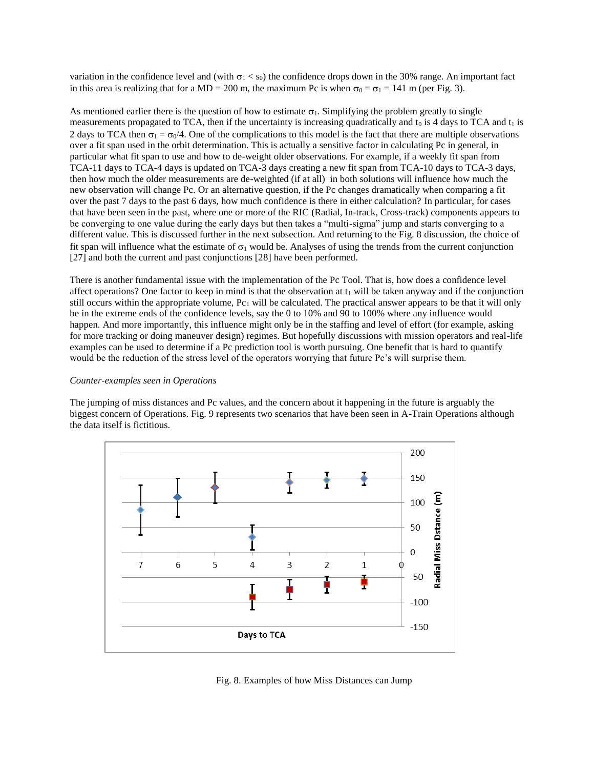variation in the confidence level and (with $\sigma_1 < s_0$) the confidence drops down in the 30% range. An important fact in this area is realizing that for a MD = 200 m, the maximum Pc is when $\sigma_0 = \sigma_1 = 141$ m (per Fig. 3).

As mentioned earlier there is the question of how to estimate $\sigma_1$. Simplifying the problem greatly to single measurements propagated to TCA, then if the uncertainty is increasing quadratically and $t_0$ is 4 days to TCA and $t_1$ is 2 days to TCA then $\sigma_1 = \sigma_0/4$. One of the complications to this model is the fact that there are multiple observations over a fit span used in the orbit determination. This is actually a sensitive factor in calculating Pc in general, in particular what fit span to use and how to de-weight older observations. For example, if a weekly fit span from TCA-11 days to TCA-4 days is updated on TCA-3 days creating a new fit span from TCA-10 days to TCA-3 days, then how much the older measurements are de-weighted (if at all) in both solutions will influence how much the new observation will change Pc. Or an alternative question, if the Pc changes dramatically when comparing a fit over the past 7 days to the past 6 days, how much confidence is there in either calculation? In particular, for cases that have been seen in the past, where one or more of the RIC (Radial, In-track, Cross-track) components appears to be converging to one value during the early days but then takes a "multi-sigma" jump and starts converging to a different value. This is discussed further in the next subsection. And returning to the Fig. 8 discussion, the choice of fit span will influence what the estimate of $\sigma_1$ would be. Analyses of using the trends from the current conjunction [27] and both the current and past conjunctions [28] have been performed.

There is another fundamental issue with the implementation of the Pc Tool. That is, how does a confidence level affect operations? One factor to keep in mind is that the observation at $t_1$ will be taken anyway and if the conjunction still occurs within the appropriate volume, $Pc_1$ will be calculated. The practical answer appears to be that it will only be in the extreme ends of the confidence levels, say the 0 to 10% and 90 to 100% where any influence would happen. And more importantly, this influence might only be in the staffing and level of effort (for example, asking for more tracking or doing maneuver design) regimes. But hopefully discussions with mission operators and real-life examples can be used to determine if a Pc prediction tool is worth pursuing. One benefit that is hard to quantify would be the reduction of the stress level of the operators worrying that future Pc's will surprise them.

*Counter-examples seen in Operations*

The jumping of miss distances and Pc values, and the concern about it happening in the future is arguably the biggest concern of Operations. Fig. 9 represents two scenarios that have been seen in A-Train Operations although the data itself is fictitious.

Fig. 8. Examples of how Miss Distances can Jump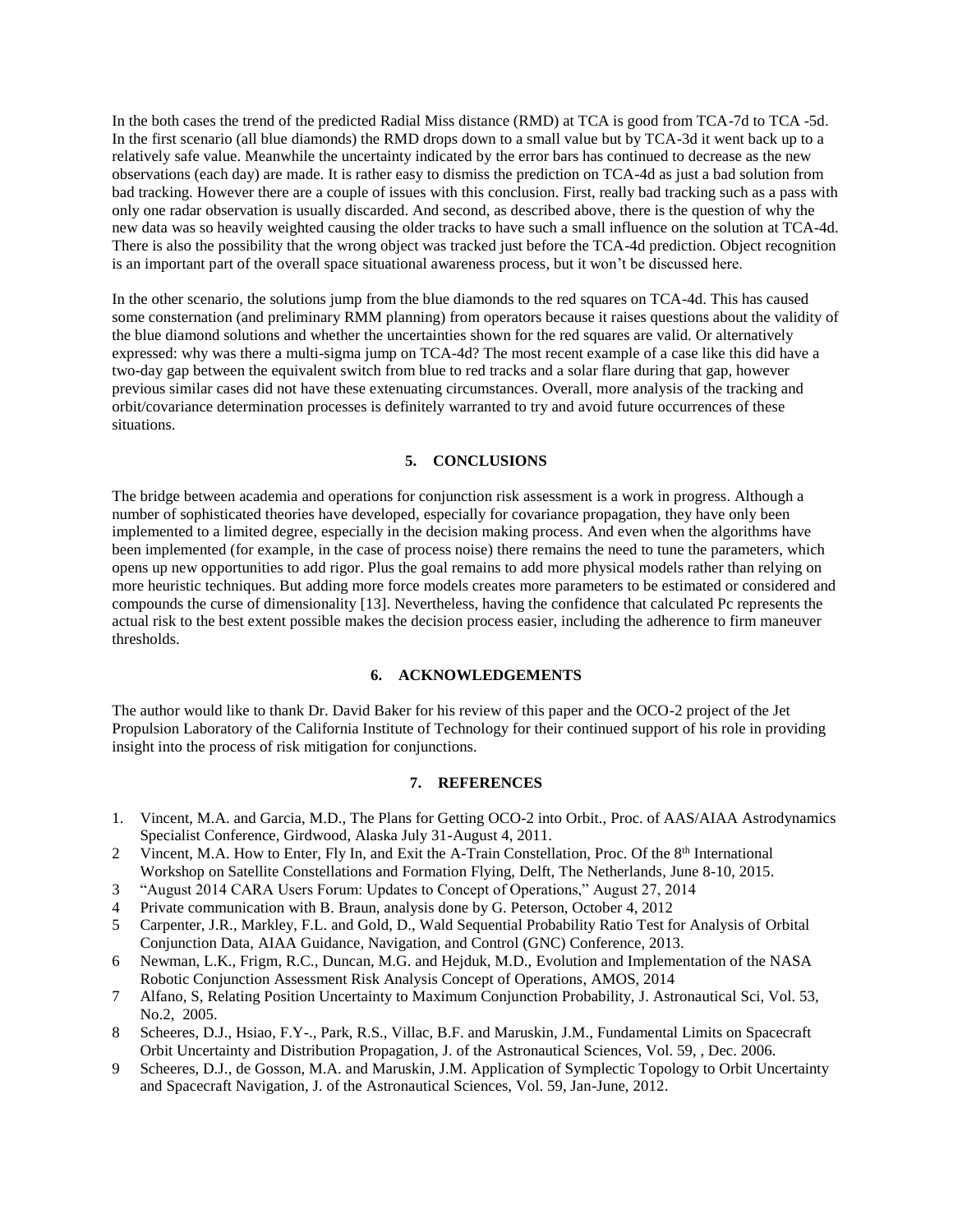In the both cases the trend of the predicted Radial Miss distance (RMD) at TCA is good from TCA-7d to TCA -5d. In the first scenario (all blue diamonds) the RMD drops down to a small value but by TCA-3d it went back up to a relatively safe value. Meanwhile the uncertainty indicated by the error bars has continued to decrease as the new observations (each day) are made. It is rather easy to dismiss the prediction on TCA-4d as just a bad solution from bad tracking. However there are a couple of issues with this conclusion. First, really bad tracking such as a pass with only one radar observation is usually discarded. And second, as described above, there is the question of why the new data was so heavily weighted causing the older tracks to have such a small influence on the solution at TCA-4d. There is also the possibility that the wrong object was tracked just before the TCA-4d prediction. Object recognition is an important part of the overall space situational awareness process, but it won't be discussed here.

In the other scenario, the solutions jump from the blue diamonds to the red squares on TCA-4d. This has caused some consternation (and preliminary RMM planning) from operators because it raises questions about the validity of the blue diamond solutions and whether the uncertainties shown for the red squares are valid. Or alternatively expressed: why was there a multi-sigma jump on TCA-4d? The most recent example of a case like this did have a two-day gap between the equivalent switch from blue to red tracks and a solar flare during that gap, however previous similar cases did not have these extenuating circumstances. Overall, more analysis of the tracking and orbit/covariance determination processes is definitely warranted to try and avoid future occurrences of these situations.

## 5. CONCLUSIONS

The bridge between academia and operations for conjunction risk assessment is a work in progress. Although a number of sophisticated theories have developed, especially for covariance propagation, they have only been implemented to a limited degree, especially in the decision making process. And even when the algorithms have been implemented (for example, in the case of process noise) there remains the need to tune the parameters, which opens up new opportunities to add rigor. Plus the goal remains to add more physical models rather than relying on more heuristic techniques. But adding more force models creates more parameters to be estimated or considered and compounds the curse of dimensionality [13]. Nevertheless, having the confidence that calculated Pc represents the actual risk to the best extent possible makes the decision process easier, including the adherence to firm maneuver thresholds.

## 6. ACKNOWLEDGEMENTS

The author would like to thank Dr. David Baker for his review of this paper and the OCO-2 project of the Jet Propulsion Laboratory of the California Institute of Technology for their continued support of his role in providing insight into the process of risk mitigation for conjunctions.

## 7. REFERENCES

1. Vincent, M.A. and Garcia, M.D., The Plans for Getting OCO-2 into Orbit., Proc. of AAS/AIAA Astrodynamics Specialist Conference, Girdwood, Alaska July 31-August 4, 2011.
2. Vincent, M.A. How to Enter, Fly In, and Exit the A-Train Constellation, Proc. Of the 8th International Workshop on Satellite Constellations and Formation Flying, Delft, The Netherlands, June 8-10, 2015.
3. "August 2014 CARA Users Forum: Updates to Concept of Operations," August 27, 2014
4. Private communication with B. Braun, analysis done by G. Peterson, October 4, 2012
5. Carpenter, J.R., Markley, F.L. and Gold, D., Wald Sequential Probability Ratio Test for Analysis of Orbital Conjunction Data, AIAA Guidance, Navigation, and Control (GNC) Conference, 2013.
6. Newman, L.K., Frigm, R.C., Duncan, M.G. and Hejduk, M.D., Evolution and Implementation of the NASA Robotic Conjunction Assessment Risk Analysis Concept of Operations, AMOS, 2014
7. Alfano, S, Relating Position Uncertainty to Maximum Conjunction Probability, J. Astronautical Sci, Vol. 53, No.2, 2005.
8. Scheeres, D.J., Hsiao, F.Y-., Park, R.S., Villac, B.F. and Maruskin, J.M., Fundamental Limits on Spacecraft Orbit Uncertainty and Distribution Propagation, J. of the Astronautical Sciences, Vol. 59, , Dec. 2006.
9. Scheeres, D.J., de Gosson, M.A. and Maruskin, J.M. Application of Symplectic Topology to Orbit Uncertainty and Spacecraft Navigation, J. of the Astronautical Sciences, Vol. 59, Jan-June, 2012.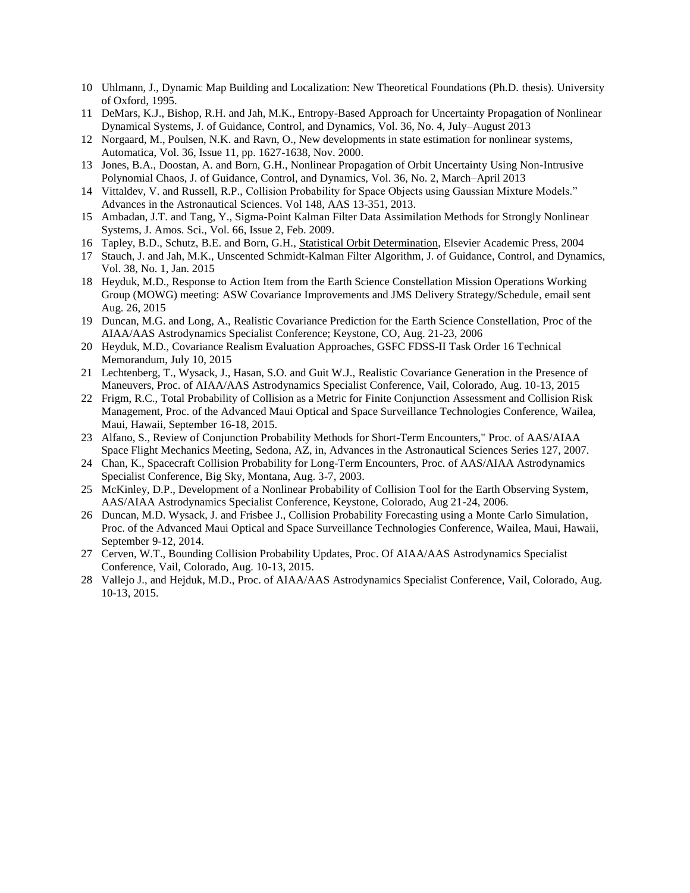10 Uhlmann, J., Dynamic Map Building and Localization: New Theoretical Foundations (Ph.D. thesis). University of Oxford, 1995.

11 DeMars, K.J., Bishop, R.H. and Jah, M.K., Entropy-Based Approach for Uncertainty Propagation of Nonlinear Dynamical Systems, J. of Guidance, Control, and Dynamics, Vol. 36, No. 4, July–August 2013

12 Norgaard, M., Poulsen, N.K. and Ravn, O., New developments in state estimation for nonlinear systems, Automatica, Vol. 36, Issue 11, pp. 1627-1638, Nov. 2000.

13 Jones, B.A., Doostan, A. and Born, G.H., Nonlinear Propagation of Orbit Uncertainty Using Non-Intrusive Polynomial Chaos, J. of Guidance, Control, and Dynamics, Vol. 36, No. 2, March–April 2013

14 Vittaldev, V. and Russell, R.P., Collision Probability for Space Objects using Gaussian Mixture Models." Advances in the Astronautical Sciences. Vol 148, AAS 13-351, 2013.

15 Ambadan, J.T. and Tang, Y., Sigma-Point Kalman Filter Data Assimilation Methods for Strongly Nonlinear Systems, J. Amos. Sci., Vol. 66, Issue 2, Feb. 2009.

16 Tapley, B.D., Schutz, B.E. and Born, G.H., Statistical Orbit Determination, Elsevier Academic Press, 2004

17 Stauch, J. and Jah, M.K., Unscented Schmidt-Kalman Filter Algorithm, J. of Guidance, Control, and Dynamics, Vol. 38, No. 1, Jan. 2015

18 Heyduk, M.D., Response to Action Item from the Earth Science Constellation Mission Operations Working Group (MOWG) meeting: ASW Covariance Improvements and JMS Delivery Strategy/Schedule, email sent Aug. 26, 2015

19 Duncan, M.G. and Long, A., Realistic Covariance Prediction for the Earth Science Constellation, Proc of the AIAA/AAS Astrodynamics Specialist Conference; Keystone, CO, Aug. 21-23, 2006

20 Heyduk, M.D., Covariance Realism Evaluation Approaches, GSFC FDSS-II Task Order 16 Technical Memorandum, July 10, 2015

21 Lechtenberg, T., Wysack, J., Hasan, S.O. and Guit W.J., Realistic Covariance Generation in the Presence of Maneuvers, Proc. of AIAA/AAS Astrodynamics Specialist Conference, Vail, Colorado, Aug. 10-13, 2015

22 Frigm, R.C., Total Probability of Collision as a Metric for Finite Conjunction Assessment and Collision Risk Management, Proc. of the Advanced Maui Optical and Space Surveillance Technologies Conference, Wailea, Maui, Hawaii, September 16-18, 2015.

23 Alfano, S., Review of Conjunction Probability Methods for Short-Term Encounters," Proc. of AAS/AIAA Space Flight Mechanics Meeting, Sedona, AZ, in, Advances in the Astronautical Sciences Series 127, 2007.

24 Chan, K., Spacecraft Collision Probability for Long-Term Encounters, Proc. of AAS/AIAA Astrodynamics Specialist Conference, Big Sky, Montana, Aug. 3-7, 2003.

25 McKinley, D.P., Development of a Nonlinear Probability of Collision Tool for the Earth Observing System, AAS/AIAA Astrodynamics Specialist Conference, Keystone, Colorado, Aug 21-24, 2006.

26 Duncan, M.D. Wysack, J. and Frisbee J., Collision Probability Forecasting using a Monte Carlo Simulation, Proc. of the Advanced Maui Optical and Space Surveillance Technologies Conference, Wailea, Maui, Hawaii, September 9-12, 2014.

27 Cerven, W.T., Bounding Collision Probability Updates, Proc. Of AIAA/AAS Astrodynamics Specialist Conference, Vail, Colorado, Aug. 10-13, 2015.

28 Vallejo J., and Hejduk, M.D., Proc. of AIAA/AAS Astrodynamics Specialist Conference, Vail, Colorado, Aug. 10-13, 2015.